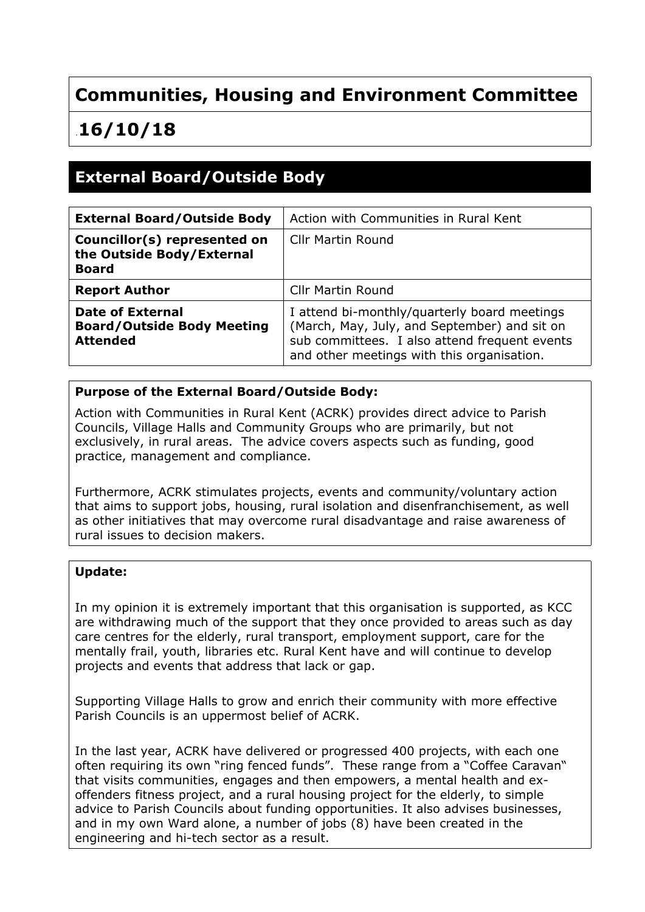# Communities, Housing and Environment Committee

## 16/10/18

## External Board/Outside Body

| **External Board/Outside Body** | Action with Communities in Rural Kent |
|---|---|
| **Councillor(s) represented on the Outside Body/External Board** | Cllr Martin Round |
| **Report Author** | Cllr Martin Round |
| **Date of External Board/Outside Body Meeting Attended** | I attend bi-monthly/quarterly board meetings (March, May, July, and September) and sit on sub committees. I also attend frequent events and other meetings with this organisation. |

**Purpose of the External Board/Outside Body:**

Action with Communities in Rural Kent (ACRK) provides direct advice to Parish Councils, Village Halls and Community Groups who are primarily, but not exclusively, in rural areas. The advice covers aspects such as funding, good practice, management and compliance.

Furthermore, ACRK stimulates projects, events and community/voluntary action that aims to support jobs, housing, rural isolation and disenfranchisement, as well as other initiatives that may overcome rural disadvantage and raise awareness of rural issues to decision makers.

**Update:**

In my opinion it is extremely important that this organisation is supported, as KCC are withdrawing much of the support that they once provided to areas such as day care centres for the elderly, rural transport, employment support, care for the mentally frail, youth, libraries etc. Rural Kent have and will continue to develop projects and events that address that lack or gap.

Supporting Village Halls to grow and enrich their community with more effective Parish Councils is an uppermost belief of ACRK.

In the last year, ACRK have delivered or progressed 400 projects, with each one often requiring its own "ring fenced funds". These range from a "Coffee Caravan" that visits communities, engages and then empowers, a mental health and ex-offenders fitness project, and a rural housing project for the elderly, to simple advice to Parish Councils about funding opportunities. It also advises businesses, and in my own Ward alone, a number of jobs (8) have been created in the engineering and hi-tech sector as a result.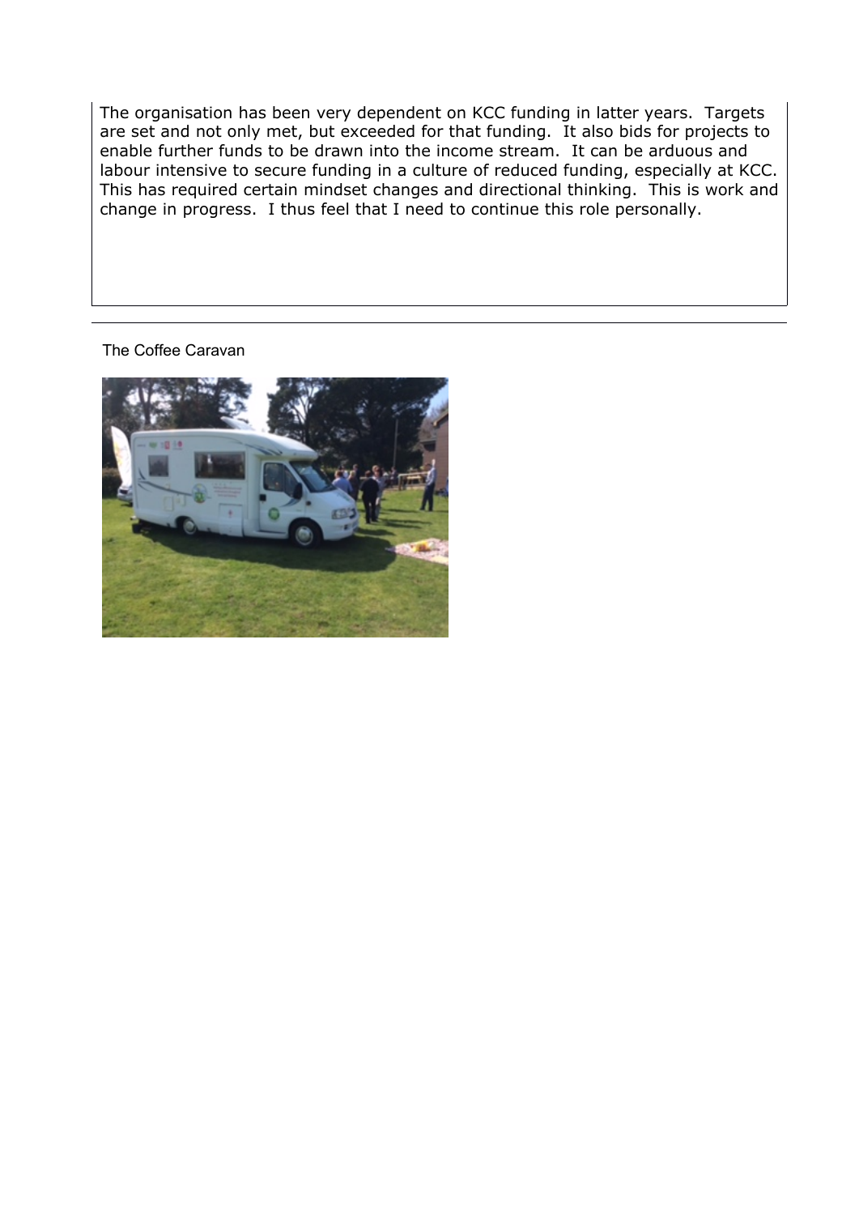The organisation has been very dependent on KCC funding in latter years. Targets are set and not only met, but exceeded for that funding. It also bids for projects to enable further funds to be drawn into the income stream. It can be arduous and labour intensive to secure funding in a culture of reduced funding, especially at KCC. This has required certain mindset changes and directional thinking. This is work and change in progress. I thus feel that I need to continue this role personally.

---

The Coffee Caravan